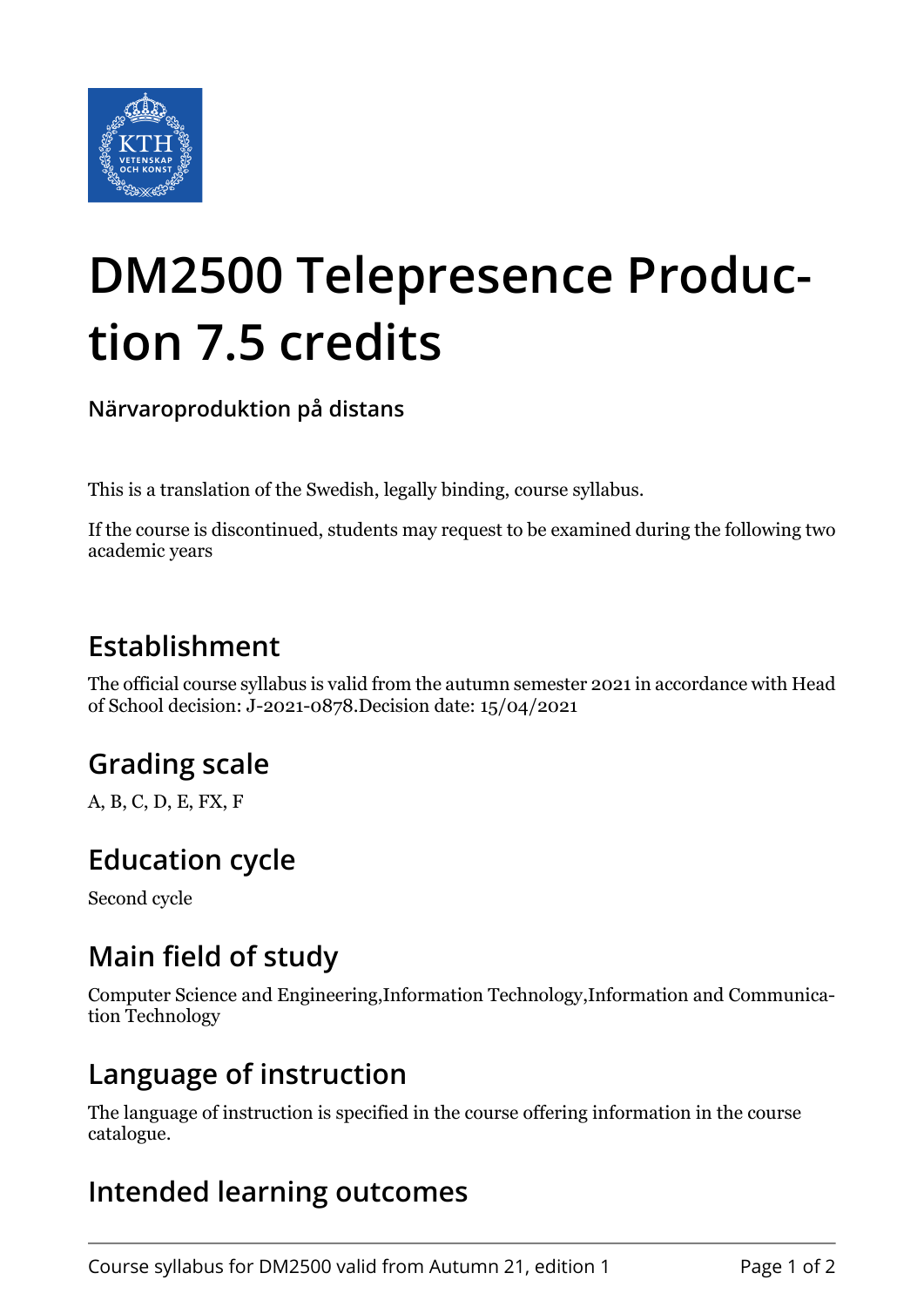# DM2500 Telepresence Production 7.5 credits

**Närvaroproduktion på distans**

This is a translation of the Swedish, legally binding, course syllabus.

If the course is discontinued, students may request to be examined during the following two academic years

## Establishment

The official course syllabus is valid from the autumn semester 2021 in accordance with Head of School decision: J-2021-0878.Decision date: 15/04/2021

## Grading scale

A, B, C, D, E, FX, F

## Education cycle

Second cycle

## Main field of study

Computer Science and Engineering,Information Technology,Information and Communication Technology

## Language of instruction

The language of instruction is specified in the course offering information in the course catalogue.

## Intended learning outcomes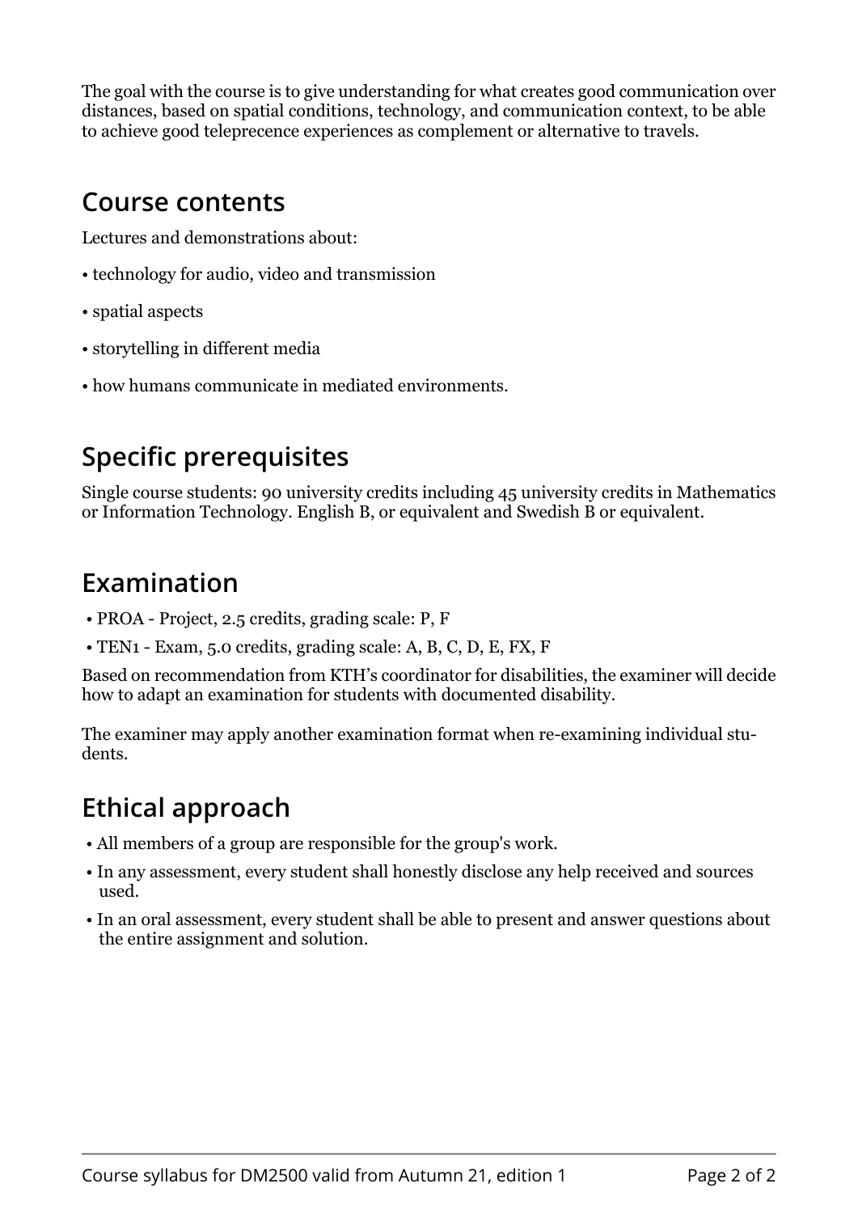The goal with the course is to give understanding for what creates good communication over distances, based on spatial conditions, technology, and communication context, to be able to achieve good teleprecence experiences as complement or alternative to travels.

## Course contents

Lectures and demonstrations about:

• technology for audio, video and transmission

• spatial aspects

• storytelling in different media

• how humans communicate in mediated environments.

## Specific prerequisites

Single course students: 90 university credits including 45 university credits in Mathematics or Information Technology. English B, or equivalent and Swedish B or equivalent.

## Examination

- PROA - Project, 2.5 credits, grading scale: P, F
- TEN1 - Exam, 5.0 credits, grading scale: A, B, C, D, E, FX, F

Based on recommendation from KTH's coordinator for disabilities, the examiner will decide how to adapt an examination for students with documented disability.

The examiner may apply another examination format when re-examining individual students.

## Ethical approach

- All members of a group are responsible for the group's work.
- In any assessment, every student shall honestly disclose any help received and sources used.
- In an oral assessment, every student shall be able to present and answer questions about the entire assignment and solution.